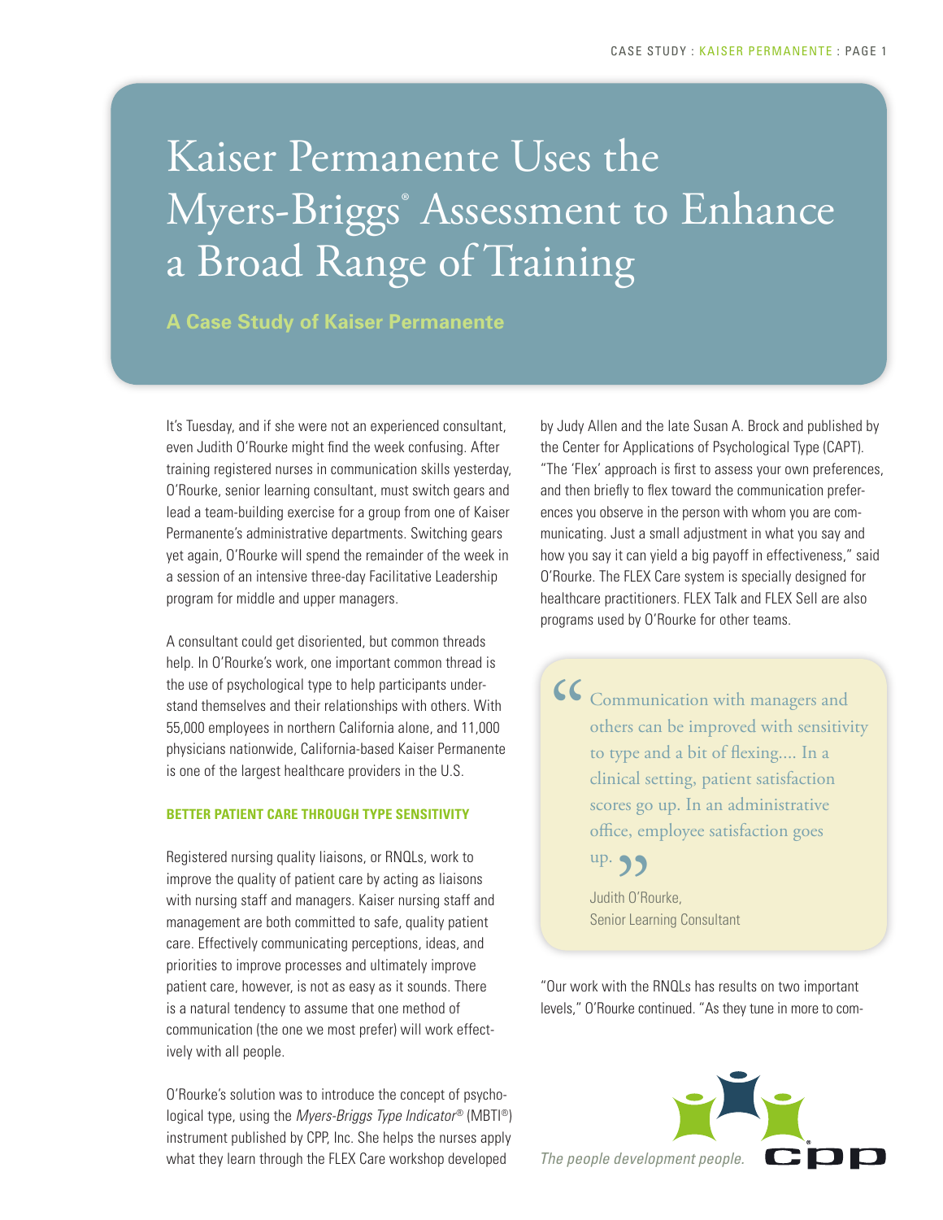# Kaiser Permanente Uses the Myers-Briggs® Assessment to Enhance a Broad Range of Training

**A Case Study of Kaiser Permanente**

It's Tuesday, and if she were not an experienced consultant, even Judith O'Rourke might find the week confusing. After training registered nurses in communication skills yesterday, O'Rourke, senior learning consultant, must switch gears and lead a team-building exercise for a group from one of Kaiser Permanente's administrative departments. Switching gears yet again, O'Rourke will spend the remainder of the week in a session of an intensive three-day Facilitative Leadership program for middle and upper managers.

A consultant could get disoriented, but common threads help. In O'Rourke's work, one important common thread is the use of psychological type to help participants understand themselves and their relationships with others. With 55,000 employees in northern California alone, and 11,000 physicians nationwide, California-based Kaiser Permanente is one of the largest healthcare providers in the U.S.

### BETTER PATIENT CARE THROUGH TYPE SENSITIVITY

Registered nursing quality liaisons, or RNQLs, work to improve the quality of patient care by acting as liaisons with nursing staff and managers. Kaiser nursing staff and management are both committed to safe, quality patient care. Effectively communicating perceptions, ideas, and priorities to improve processes and ultimately improve patient care, however, is not as easy as it sounds. There is a natural tendency to assume that one method of communication (the one we most prefer) will work effectively with all people.

O'Rourke's solution was to introduce the concept of psychological type, using the *Myers-Briggs Type Indicator*® (MBTI®) instrument published by CPP, Inc. She helps the nurses apply what they learn through the FLEX Care workshop developed by Judy Allen and the late Susan A. Brock and published by the Center for Applications of Psychological Type (CAPT). "The 'Flex' approach is first to assess your own preferences, and then briefly to flex toward the communication preferences you observe in the person with whom you are communicating. Just a small adjustment in what you say and how you say it can yield a big payoff in effectiveness," said O'Rourke. The FLEX Care system is specially designed for healthcare practitioners. FLEX Talk and FLEX Sell are also programs used by O'Rourke for other teams.

> "Communication with managers and others can be improved with sensitivity to type and a bit of flexing.... In a clinical setting, patient satisfaction scores go up. In an administrative office, employee satisfaction goes up."
>
> Judith O'Rourke,
> Senior Learning Consultant

"Our work with the RNQLs has results on two important levels," O'Rourke continued. "As they tune in more to com-

*The people development people.*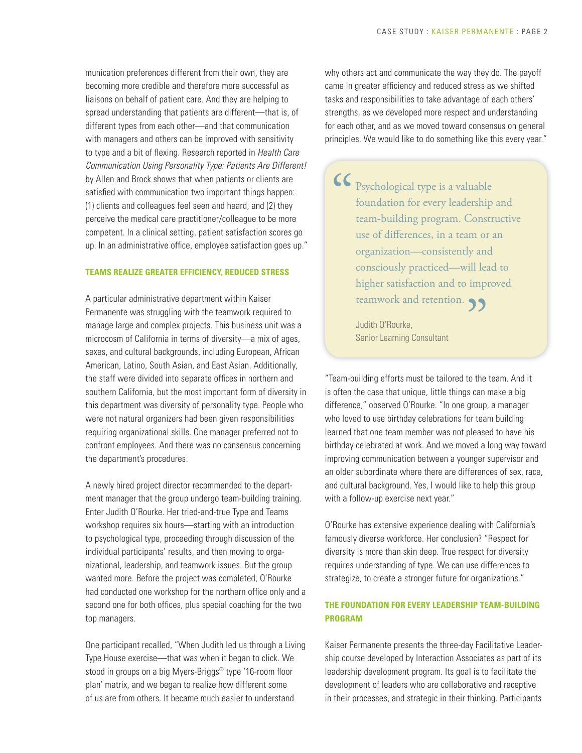munication preferences different from their own, they are becoming more credible and therefore more successful as liaisons on behalf of patient care. And they are helping to spread understanding that patients are different—that is, of different types from each other—and that communication with managers and others can be improved with sensitivity to type and a bit of flexing. Research reported in *Health Care Communication Using Personality Type: Patients Are Different!* by Allen and Brock shows that when patients or clients are satisfied with communication two important things happen: (1) clients and colleagues feel seen and heard, and (2) they perceive the medical care practitioner/colleague to be more competent. In a clinical setting, patient satisfaction scores go up. In an administrative office, employee satisfaction goes up."

## TEAMS REALIZE GREATER EFFICIENCY, REDUCED STRESS

A particular administrative department within Kaiser Permanente was struggling with the teamwork required to manage large and complex projects. This business unit was a microcosm of California in terms of diversity—a mix of ages, sexes, and cultural backgrounds, including European, African American, Latino, South Asian, and East Asian. Additionally, the staff were divided into separate offices in northern and southern California, but the most important form of diversity in this department was diversity of personality type. People who were not natural organizers had been given responsibilities requiring organizational skills. One manager preferred not to confront employees. And there was no consensus concerning the department's procedures.

A newly hired project director recommended to the department manager that the group undergo team-building training. Enter Judith O'Rourke. Her tried-and-true Type and Teams workshop requires six hours—starting with an introduction to psychological type, proceeding through discussion of the individual participants' results, and then moving to organizational, leadership, and teamwork issues. But the group wanted more. Before the project was completed, O'Rourke had conducted one workshop for the northern office only and a second one for both offices, plus special coaching for the two top managers.

One participant recalled, "When Judith led us through a Living Type House exercise—that was when it began to click. We stood in groups on a big Myers-Briggs® type '16-room floor plan' matrix, and we began to realize how different some of us are from others. It became much easier to understand why others act and communicate the way they do. The payoff came in greater efficiency and reduced stress as we shifted tasks and responsibilities to take advantage of each others' strengths, as we developed more respect and understanding for each other, and as we moved toward consensus on general principles. We would like to do something like this every year."

> "Psychological type is a valuable foundation for every leadership and team-building program. Constructive use of differences, in a team or an organization—consistently and consciously practiced—will lead to higher satisfaction and to improved teamwork and retention."
>
> Judith O'Rourke,
> Senior Learning Consultant

"Team-building efforts must be tailored to the team. And it is often the case that unique, little things can make a big difference," observed O'Rourke. "In one group, a manager who loved to use birthday celebrations for team building learned that one team member was not pleased to have his birthday celebrated at work. And we moved a long way toward improving communication between a younger supervisor and an older subordinate where there are differences of sex, race, and cultural background. Yes, I would like to help this group with a follow-up exercise next year."

O'Rourke has extensive experience dealing with California's famously diverse workforce. Her conclusion? "Respect for diversity is more than skin deep. True respect for diversity requires understanding of type. We can use differences to strategize, to create a stronger future for organizations."

## THE FOUNDATION FOR EVERY LEADERSHIP TEAM-BUILDING PROGRAM

Kaiser Permanente presents the three-day Facilitative Leadership course developed by Interaction Associates as part of its leadership development program. Its goal is to facilitate the development of leaders who are collaborative and receptive in their processes, and strategic in their thinking. Participants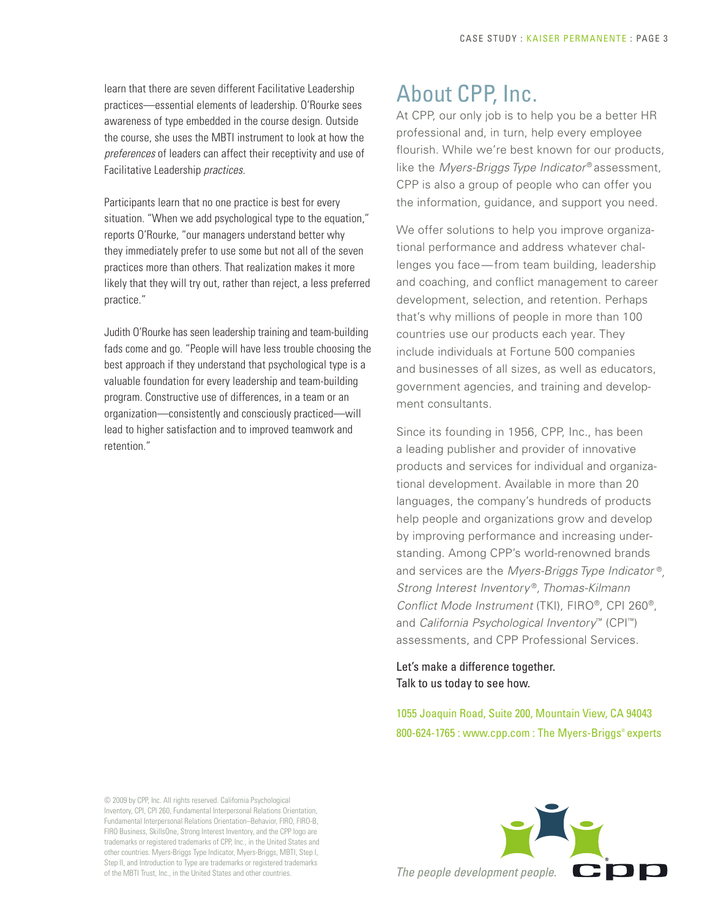learn that there are seven different Facilitative Leadership practices—essential elements of leadership. O'Rourke sees awareness of type embedded in the course design. Outside the course, she uses the MBTI instrument to look at how the *preferences* of leaders can affect their receptivity and use of Facilitative Leadership *practices*.

Participants learn that no one practice is best for every situation. "When we add psychological type to the equation," reports O'Rourke, "our managers understand better why they immediately prefer to use some but not all of the seven practices more than others. That realization makes it more likely that they will try out, rather than reject, a less preferred practice."

Judith O'Rourke has seen leadership training and team-building fads come and go. "People will have less trouble choosing the best approach if they understand that psychological type is a valuable foundation for every leadership and team-building program. Constructive use of differences, in a team or an organization—consistently and consciously practiced—will lead to higher satisfaction and to improved teamwork and retention."

# About CPP, Inc.

At CPP, our only job is to help you be a better HR professional and, in turn, help every employee flourish. While we're best known for our products, like the *Myers-Briggs Type Indicator®* assessment, CPP is also a group of people who can offer you the information, guidance, and support you need.

We offer solutions to help you improve organizational performance and address whatever challenges you face—from team building, leadership and coaching, and conflict management to career development, selection, and retention. Perhaps that's why millions of people in more than 100 countries use our products each year. They include individuals at Fortune 500 companies and businesses of all sizes, as well as educators, government agencies, and training and development consultants.

Since its founding in 1956, CPP, Inc., has been a leading publisher and provider of innovative products and services for individual and organizational development. Available in more than 20 languages, the company's hundreds of products help people and organizations grow and develop by improving performance and increasing understanding. Among CPP's world-renowned brands and services are the *Myers-Briggs Type Indicator®*, *Strong Interest Inventory®*, *Thomas-Kilmann Conflict Mode Instrument* (TKI), FIRO®, CPI 260®, and *California Psychological Inventory™* (CPI™) assessments, and CPP Professional Services.

Let's make a difference together.
Talk to us today to see how.

1055 Joaquin Road, Suite 200, Mountain View, CA 94043
800-624-1765 : www.cpp.com : The Myers-Briggs® experts

© 2009 by CPP, Inc. All rights reserved. California Psychological Inventory, CPI, CPI 260, Fundamental Interpersonal Relations Orientation, Fundamental Interpersonal Relations Orientation–Behavior, FIRO, FIRO-B, FIRO Business, SkillsOne, Strong Interest Inventory, and the CPP logo are trademarks or registered trademarks of CPP, Inc., in the United States and other countries. Myers-Briggs Type Indicator, Myers-Briggs, MBTI, Step I, Step II, and Introduction to Type are trademarks or registered trademarks of the MBTI Trust, Inc., in the United States and other countries.

*The people development people.* cpp®